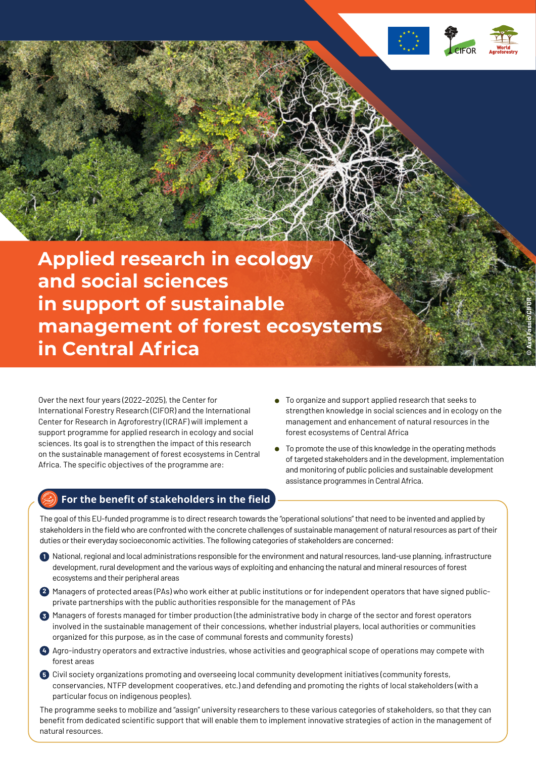# Applied research in ecology and social sciences in support of sustainable management of forest ecosystems in Central Africa

© Axel Fassio/CIFOR

Over the next four years (2022–2025), the Center for International Forestry Research (CIFOR) and the International Center for Research in Agroforestry (ICRAF) will implement a support programme for applied research in ecology and social sciences. Its goal is to strengthen the impact of this research on the sustainable management of forest ecosystems in Central Africa. The specific objectives of the programme are:

- To organize and support applied research that seeks to strengthen knowledge in social sciences and in ecology on the management and enhancement of natural resources in the forest ecosystems of Central Africa
- To promote the use of this knowledge in the operating methods of targeted stakeholders and in the development, implementation and monitoring of public policies and sustainable development assistance programmes in Central Africa.

## For the benefit of stakeholders in the field

The goal of this EU-funded programme is to direct research towards the "operational solutions" that need to be invented and applied by stakeholders in the field who are confronted with the concrete challenges of sustainable management of natural resources as part of their duties or their everyday socioeconomic activities. The following categories of stakeholders are concerned:

1. National, regional and local administrations responsible for the environment and natural resources, land-use planning, infrastructure development, rural development and the various ways of exploiting and enhancing the natural and mineral resources of forest ecosystems and their peripheral areas
2. Managers of protected areas (PAs) who work either at public institutions or for independent operators that have signed public-private partnerships with the public authorities responsible for the management of PAs
3. Managers of forests managed for timber production (the administrative body in charge of the sector and forest operators involved in the sustainable management of their concessions, whether industrial players, local authorities or communities organized for this purpose, as in the case of communal forests and community forests)
4. Agro-industry operators and extractive industries, whose activities and geographical scope of operations may compete with forest areas
5. Civil society organizations promoting and overseeing local community development initiatives (community forests, conservancies, NTFP development cooperatives, etc.) and defending and promoting the rights of local stakeholders (with a particular focus on indigenous peoples).

The programme seeks to mobilize and "assign" university researchers to these various categories of stakeholders, so that they can benefit from dedicated scientific support that will enable them to implement innovative strategies of action in the management of natural resources.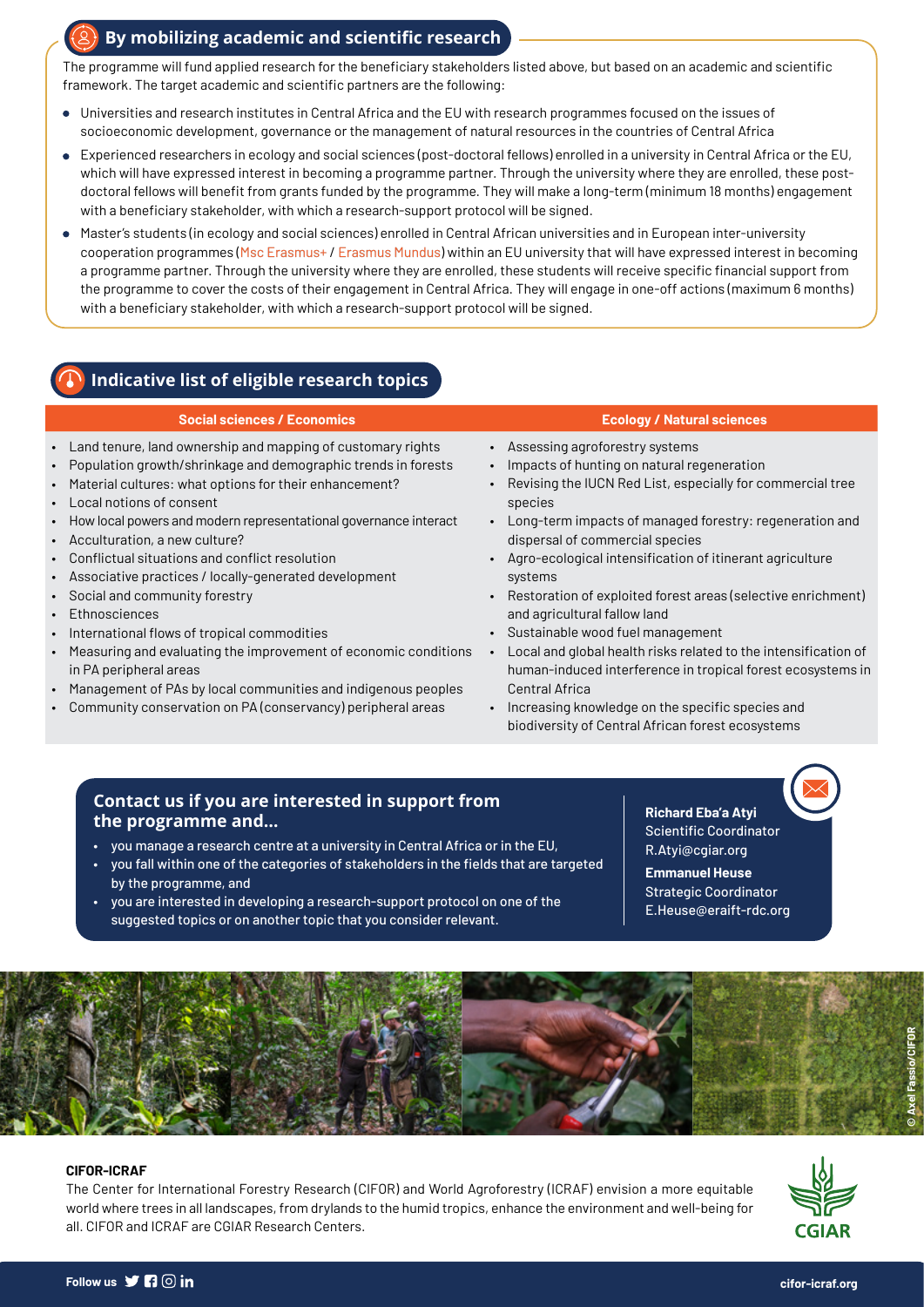## By mobilizing academic and scientific research

The programme will fund applied research for the beneficiary stakeholders listed above, but based on an academic and scientific framework. The target academic and scientific partners are the following:

- Universities and research institutes in Central Africa and the EU with research programmes focused on the issues of socioeconomic development, governance or the management of natural resources in the countries of Central Africa
- Experienced researchers in ecology and social sciences (post-doctoral fellows) enrolled in a university in Central Africa or the EU, which will have expressed interest in becoming a programme partner. Through the university where they are enrolled, these post-doctoral fellows will benefit from grants funded by the programme. They will make a long-term (minimum 18 months) engagement with a beneficiary stakeholder, with which a research-support protocol will be signed.
- Master's students (in ecology and social sciences) enrolled in Central African universities and in European inter-university cooperation programmes (Msc Erasmus+ / Erasmus Mundus) within an EU university that will have expressed interest in becoming a programme partner. Through the university where they are enrolled, these students will receive specific financial support from the programme to cover the costs of their engagement in Central Africa. They will engage in one-off actions (maximum 6 months) with a beneficiary stakeholder, with which a research-support protocol will be signed.

## Indicative list of eligible research topics

### Social sciences / Economics

- Land tenure, land ownership and mapping of customary rights
- Population growth/shrinkage and demographic trends in forests
- Material cultures: what options for their enhancement?
- Local notions of consent
- How local powers and modern representational governance interact
- Acculturation, a new culture?
- Conflictual situations and conflict resolution
- Associative practices / locally-generated development
- Social and community forestry
- Ethnosciences
- International flows of tropical commodities
- Measuring and evaluating the improvement of economic conditions in PA peripheral areas
- Management of PAs by local communities and indigenous peoples
- Community conservation on PA (conservancy) peripheral areas

### Ecology / Natural sciences

- Assessing agroforestry systems
- Impacts of hunting on natural regeneration
- Revising the IUCN Red List, especially for commercial tree species
- Long-term impacts of managed forestry: regeneration and dispersal of commercial species
- Agro-ecological intensification of itinerant agriculture systems
- Restoration of exploited forest areas (selective enrichment) and agricultural fallow land
- Sustainable wood fuel management
- Local and global health risks related to the intensification of human-induced interference in tropical forest ecosystems in Central Africa
- Increasing knowledge on the specific species and biodiversity of Central African forest ecosystems

## Contact us if you are interested in support from the programme and...

- you manage a research centre at a university in Central Africa or in the EU,
- you fall within one of the categories of stakeholders in the fields that are targeted by the programme, and
- you are interested in developing a research-support protocol on one of the suggested topics or on another topic that you consider relevant.

**Richard Eba'a Atyi**
Scientific Coordinator
R.Atyi@cgiar.org

**Emmanuel Heuse**
Strategic Coordinator
E.Heuse@eraift-rdc.org

© Axel Fassio/CIFOR

**CIFOR-ICRAF**

The Center for International Forestry Research (CIFOR) and World Agroforestry (ICRAF) envision a more equitable world where trees in all landscapes, from drylands to the humid tropics, enhance the environment and well-being for all. CIFOR and ICRAF are CGIAR Research Centers.

CGIAR

Follow us

cifor-icraf.org